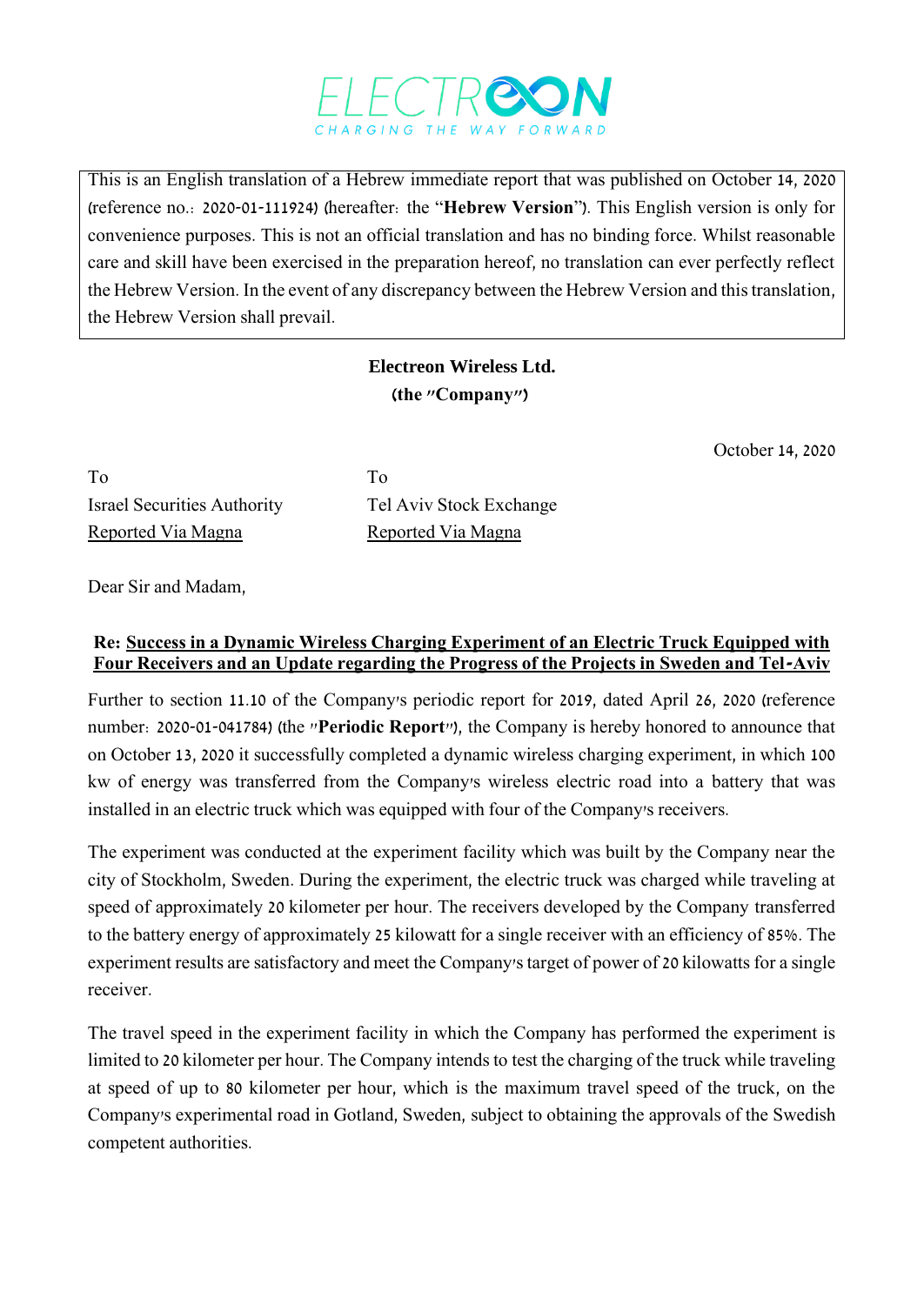ELECTREON
CHARGING THE WAY FORWARD

This is an English translation of a Hebrew immediate report that was published on October 14, 2020 (reference no.: 2020-01-111924) (hereafter: the "**Hebrew Version**"). This English version is only for convenience purposes. This is not an official translation and has no binding force. Whilst reasonable care and skill have been exercised in the preparation hereof, no translation can ever perfectly reflect the Hebrew Version. In the event of any discrepancy between the Hebrew Version and this translation, the Hebrew Version shall prevail.

**Electreon Wireless Ltd.**
**(the "Company")**

October 14, 2020

To
Israel Securities Authority
Reported Via Magna

To
Tel Aviv Stock Exchange
Reported Via Magna

Dear Sir and Madam,

**Re: Success in a Dynamic Wireless Charging Experiment of an Electric Truck Equipped with Four Receivers and an Update regarding the Progress of the Projects in Sweden and Tel-Aviv**

Further to section 11.10 of the Company's periodic report for 2019, dated April 26, 2020 (reference number: 2020-01-041784) (the "**Periodic Report**"), the Company is hereby honored to announce that on October 13, 2020 it successfully completed a dynamic wireless charging experiment, in which 100 kw of energy was transferred from the Company's wireless electric road into a battery that was installed in an electric truck which was equipped with four of the Company's receivers.

The experiment was conducted at the experiment facility which was built by the Company near the city of Stockholm, Sweden. During the experiment, the electric truck was charged while traveling at speed of approximately 20 kilometer per hour. The receivers developed by the Company transferred to the battery energy of approximately 25 kilowatt for a single receiver with an efficiency of 85%. The experiment results are satisfactory and meet the Company's target of power of 20 kilowatts for a single receiver.

The travel speed in the experiment facility in which the Company has performed the experiment is limited to 20 kilometer per hour. The Company intends to test the charging of the truck while traveling at speed of up to 80 kilometer per hour, which is the maximum travel speed of the truck, on the Company's experimental road in Gotland, Sweden, subject to obtaining the approvals of the Swedish competent authorities.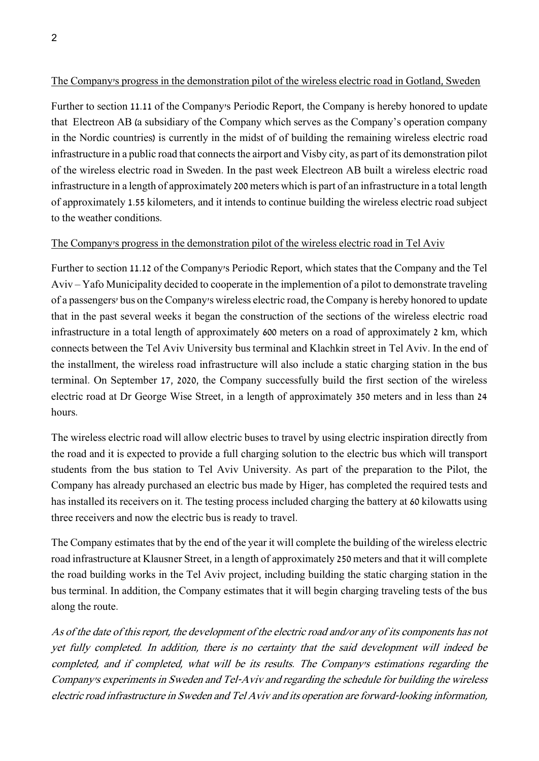The Company's progress in the demonstration pilot of the wireless electric road in Gotland, Sweden

Further to section 11.11 of the Company's Periodic Report, the Company is hereby honored to update that Electreon AB (a subsidiary of the Company which serves as the Company's operation company in the Nordic countries) is currently in the midst of of building the remaining wireless electric road infrastructure in a public road that connects the airport and Visby city, as part of its demonstration pilot of the wireless electric road in Sweden. In the past week Electreon AB built a wireless electric road infrastructure in a length of approximately 200 meters which is part of an infrastructure in a total length of approximately 1.55 kilometers, and it intends to continue building the wireless electric road subject to the weather conditions.

The Company's progress in the demonstration pilot of the wireless electric road in Tel Aviv

Further to section 11.12 of the Company's Periodic Report, which states that the Company and the Tel Aviv – Yafo Municipality decided to cooperate in the implemention of a pilot to demonstrate traveling of a passengers' bus on the Company's wireless electric road, the Company is hereby honored to update that in the past several weeks it began the construction of the sections of the wireless electric road infrastructure in a total length of approximately 600 meters on a road of approximately 2 km, which connects between the Tel Aviv University bus terminal and Klachkin street in Tel Aviv. In the end of the installment, the wireless road infrastructure will also include a static charging station in the bus terminal. On September 17, 2020, the Company successfully build the first section of the wireless electric road at Dr George Wise Street, in a length of approximately 350 meters and in less than 24 hours.

The wireless electric road will allow electric buses to travel by using electric inspiration directly from the road and it is expected to provide a full charging solution to the electric bus which will transport students from the bus station to Tel Aviv University. As part of the preparation to the Pilot, the Company has already purchased an electric bus made by Higer, has completed the required tests and has installed its receivers on it. The testing process included charging the battery at 60 kilowatts using three receivers and now the electric bus is ready to travel.

The Company estimates that by the end of the year it will complete the building of the wireless electric road infrastructure at Klausner Street, in a length of approximately 250 meters and that it will complete the road building works in the Tel Aviv project, including building the static charging station in the bus terminal. In addition, the Company estimates that it will begin charging traveling tests of the bus along the route.

*As of the date of this report, the development of the electric road and/or any of its components has not yet fully completed. In addition, there is no certainty that the said development will indeed be completed, and if completed, what will be its results. The Company's estimations regarding the Company's experiments in Sweden and Tel-Aviv and regarding the schedule for building the wireless electric road infrastructure in Sweden and Tel Aviv and its operation are forward-looking information,*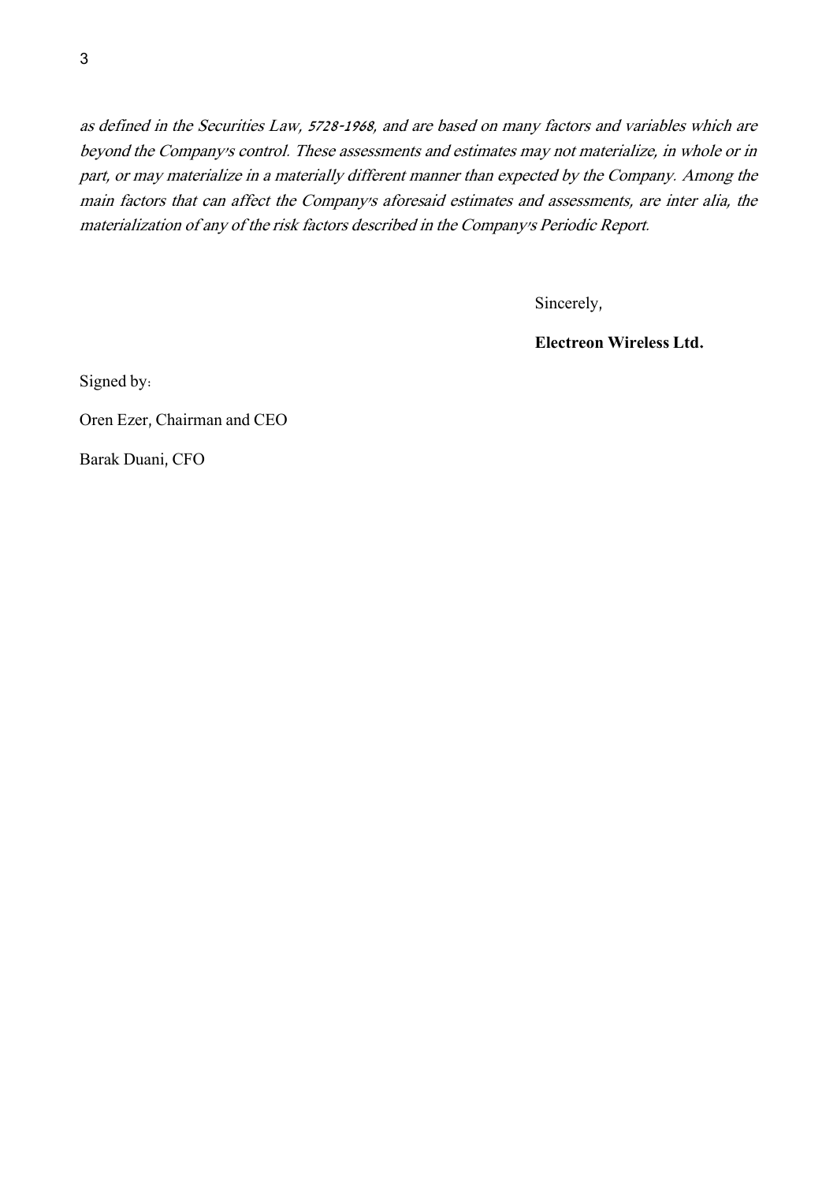*as defined in the Securities Law, 5728-1968, and are based on many factors and variables which are beyond the Company's control. These assessments and estimates may not materialize, in whole or in part, or may materialize in a materially different manner than expected by the Company. Among the main factors that can affect the Company's aforesaid estimates and assessments, are inter alia, the materialization of any of the risk factors described in the Company's Periodic Report.*

Sincerely,

**Electreon Wireless Ltd.**

Signed by:

Oren Ezer, Chairman and CEO

Barak Duani, CFO